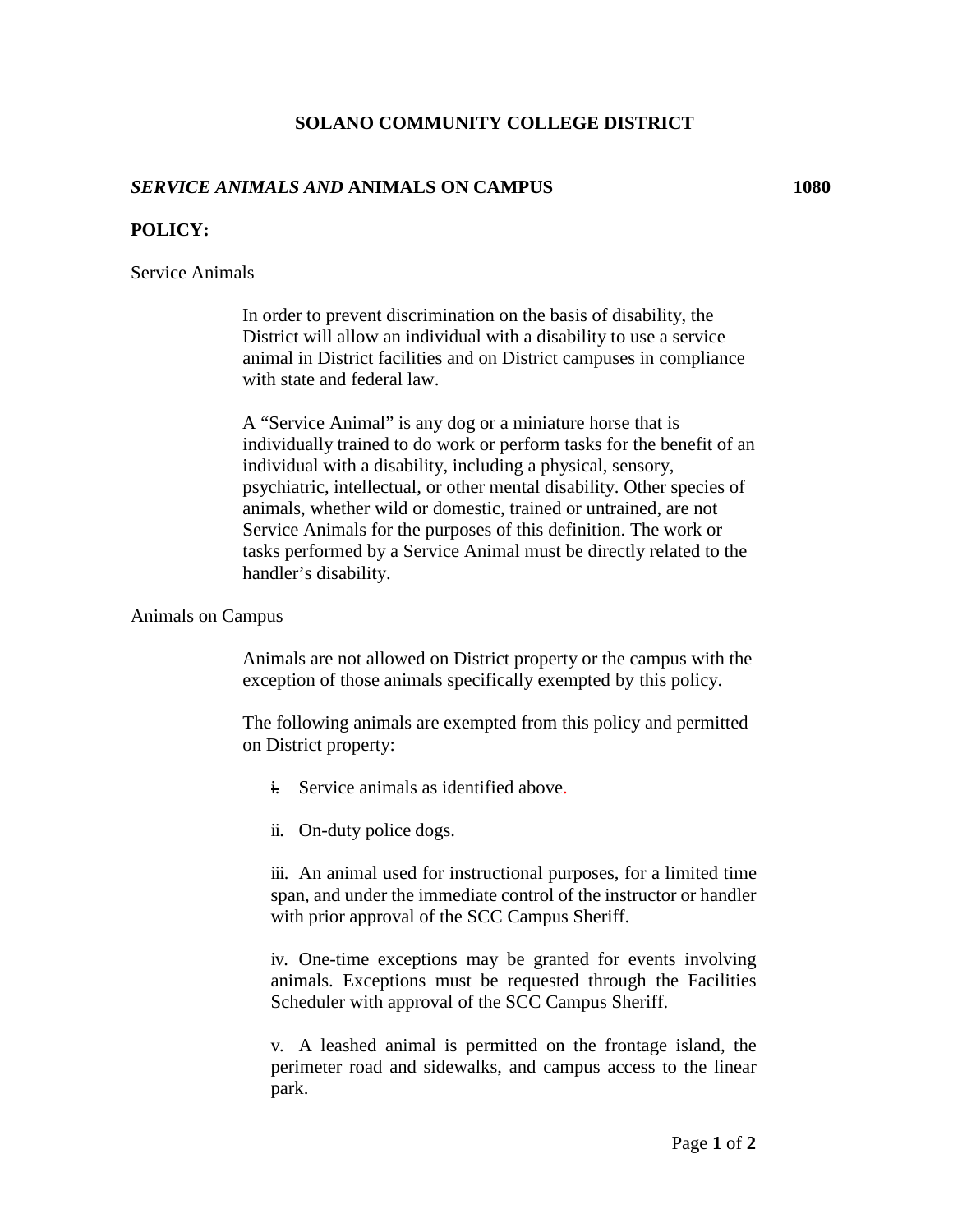# SOLANO COMMUNITY COLLEGE DISTRICT

## *SERVICE ANIMALS AND* ANIMALS ON CAMPUS 1080

### POLICY:

Service Animals

In order to prevent discrimination on the basis of disability, the District will allow an individual with a disability to use a service animal in District facilities and on District campuses in compliance with state and federal law.

A "Service Animal" is any dog or a miniature horse that is individually trained to do work or perform tasks for the benefit of an individual with a disability, including a physical, sensory, psychiatric, intellectual, or other mental disability. Other species of animals, whether wild or domestic, trained or untrained, are not Service Animals for the purposes of this definition. The work or tasks performed by a Service Animal must be directly related to the handler's disability.

Animals on Campus

Animals are not allowed on District property or the campus with the exception of those animals specifically exempted by this policy.

The following animals are exempted from this policy and permitted on District property:

i. Service animals as identified above.

ii. On-duty police dogs.

iii. An animal used for instructional purposes, for a limited time span, and under the immediate control of the instructor or handler with prior approval of the SCC Campus Sheriff.

iv. One-time exceptions may be granted for events involving animals. Exceptions must be requested through the Facilities Scheduler with approval of the SCC Campus Sheriff.

v. A leashed animal is permitted on the frontage island, the perimeter road and sidewalks, and campus access to the linear park.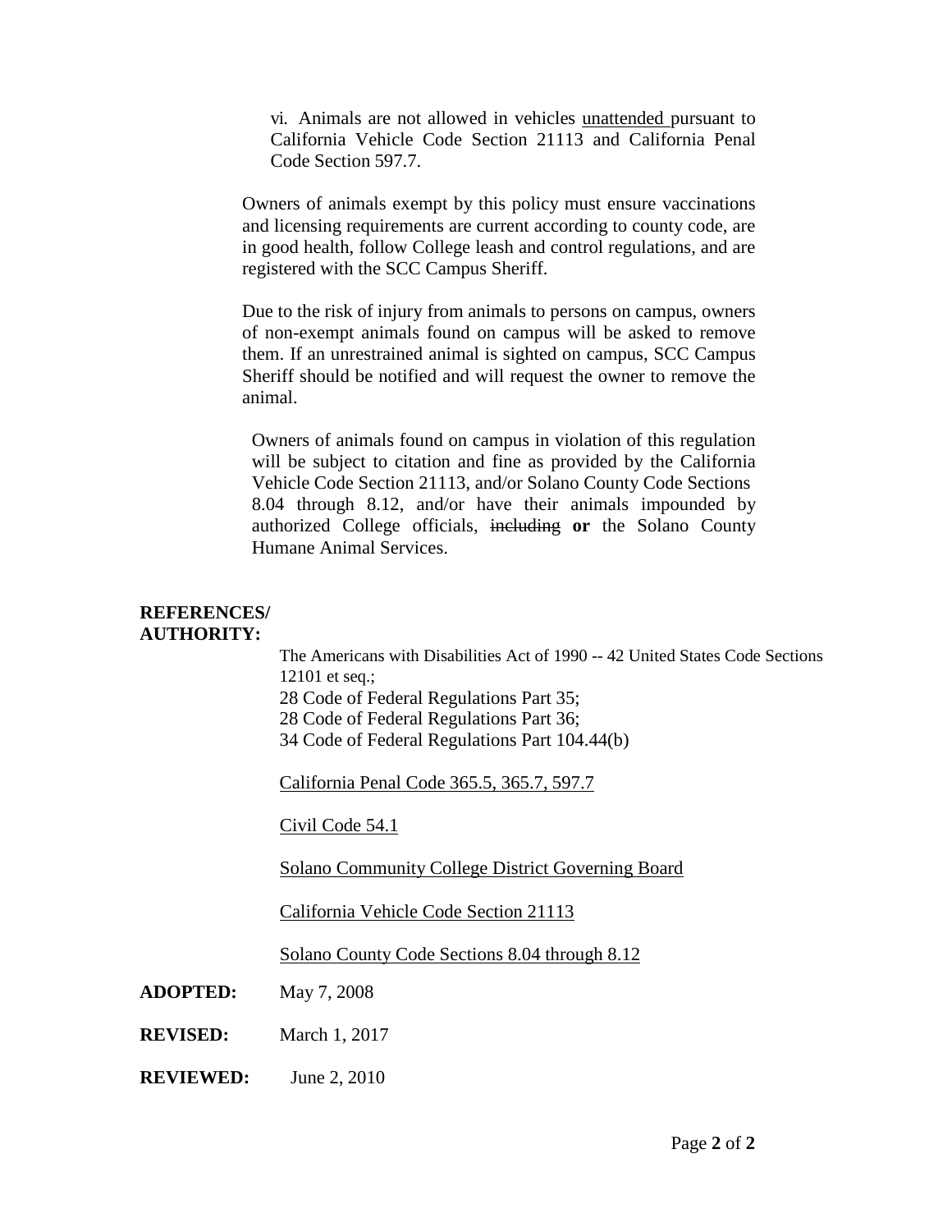vi. Animals are not allowed in vehicles unattended pursuant to California Vehicle Code Section 21113 and California Penal Code Section 597.7.

Owners of animals exempt by this policy must ensure vaccinations and licensing requirements are current according to county code, are in good health, follow College leash and control regulations, and are registered with the SCC Campus Sheriff.

Due to the risk of injury from animals to persons on campus, owners of non-exempt animals found on campus will be asked to remove them. If an unrestrained animal is sighted on campus, SCC Campus Sheriff should be notified and will request the owner to remove the animal.

Owners of animals found on campus in violation of this regulation will be subject to citation and fine as provided by the California Vehicle Code Section 21113, and/or Solano County Code Sections 8.04 through 8.12, and/or have their animals impounded by authorized College officials, ~~including~~ **or** the Solano County Humane Animal Services.

**REFERENCES/ AUTHORITY:**

The Americans with Disabilities Act of 1990 -- 42 United States Code Sections 12101 et seq.;
28 Code of Federal Regulations Part 35;
28 Code of Federal Regulations Part 36;
34 Code of Federal Regulations Part 104.44(b)

California Penal Code 365.5, 365.7, 597.7

Civil Code 54.1

Solano Community College District Governing Board

California Vehicle Code Section 21113

Solano County Code Sections 8.04 through 8.12

**ADOPTED:** May 7, 2008

**REVISED:** March 1, 2017

**REVIEWED:** June 2, 2010